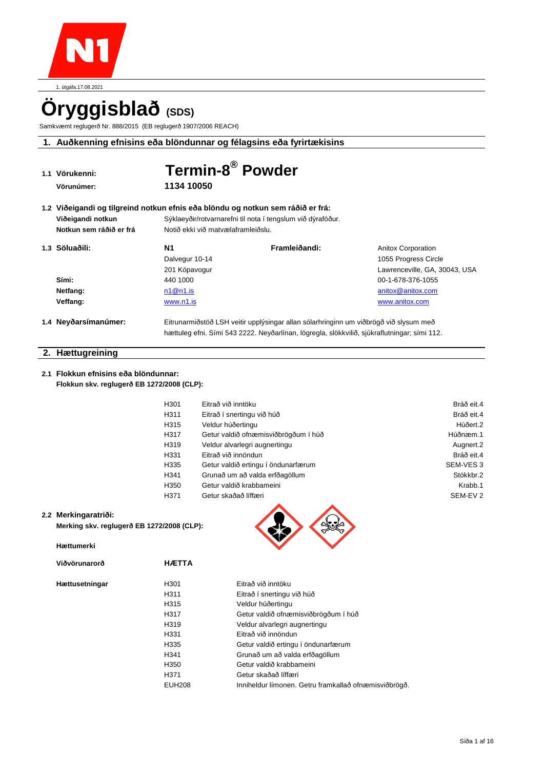1. útgáfa.17.08.2021

# Öryggisblað (SDS)

Samkvæmt reglugerð Nr. 888/2015 (EB reglugerð 1907/2006 REACH)

## 1. Auðkenning efnisins eða blöndunnar og félagsins eða fyrirtækisins

**1.1 Vörukenni:** **Termin-8® Powder**

**Vörunúmer:** **1134 10050**

**1.2 Viðeigandi og tilgreind notkun efnis eða blöndu og notkun sem ráðið er frá:**

**Viðeigandi notkun** Sýklaeyðir/rotvarnarefni til nota í tengslum við dýrafóður.

**Notkun sem ráðið er frá** Notið ekki við matvælaframleiðslu.

| **1.3 Söluaðili:** | **N1** | **Framleiðandi:** | Anitox Corporation |
|---|---|---|---|
| | Dalvegur 10-14 | | 1055 Progress Circle |
| | 201 Kópavogur | | Lawrenceville, GA, 30043, USA |
| **Sími:** | 440 1000 | | 00-1-678-376-1055 |
| **Netfang:** | n1@n1.is | | anitox@anitox.com |
| **Veffang:** | www.n1.is | | www.anitox.com |

**1.4 Neyðarsímanúmer:** Eitrunarmiðstöð LSH veitir upplýsingar allan sólarhringinn um viðbrögð við slysum með hættuleg efni. Sími 543 2222. Neyðarlínan, lögregla, slökkvilið, sjúkraflutningar; sími 112.

## 2. Hættugreining

**2.1 Flokkun efnisins eða blöndunnar:**

**Flokkun skv. reglugerð EB 1272/2008 (CLP):**

| | | |
|---|---|---|
| H301 | Eitrað við inntöku | Bráð eit.4 |
| H311 | Eitrað í snertingu við húð | Bráð eit.4 |
| H315 | Veldur húðertingu | Húðert.2 |
| H317 | Getur valdið ofnæmisviðbrögðum í húð | Húðnæm.1 |
| H319 | Veldur alvarlegri augnertingu | Augnert.2 |
| H331 | Eitrað við innöndun | Bráð eit.4 |
| H335 | Getur valdið ertingu í öndunarfærum | SEM-VES 3 |
| H341 | Grunað um að valda erfðagöllum | Stökkbr.2 |
| H350 | Getur valdið krabbameini | Krabb.1 |
| H371 | Getur skaðað líffæri | SEM-EV 2 |

**2.2 Merkingaratriði:**

**Merking skv. reglugerð EB 1272/2008 (CLP):**

**Hættumerki**

**Viðvörunarorð** **HÆTTA**

**Hættusetningar**

| | |
|---|---|
| H301 | Eitrað við inntöku |
| H311 | Eitrað í snertingu við húð |
| H315 | Veldur húðertingu |
| H317 | Getur valdið ofnæmisviðbrögðum í húð |
| H319 | Veldur alvarlegri augnertingu |
| H331 | Eitrað við innöndun |
| H335 | Getur valdið ertingu í öndunarfærum |
| H341 | Grunað um að valda erfðagöllum |
| H350 | Getur valdið krabbameini |
| H371 | Getur skaðað líffæri |
| EUH208 | Inniheldur límonen. Getru framkallað ofnæmisviðbrögð. |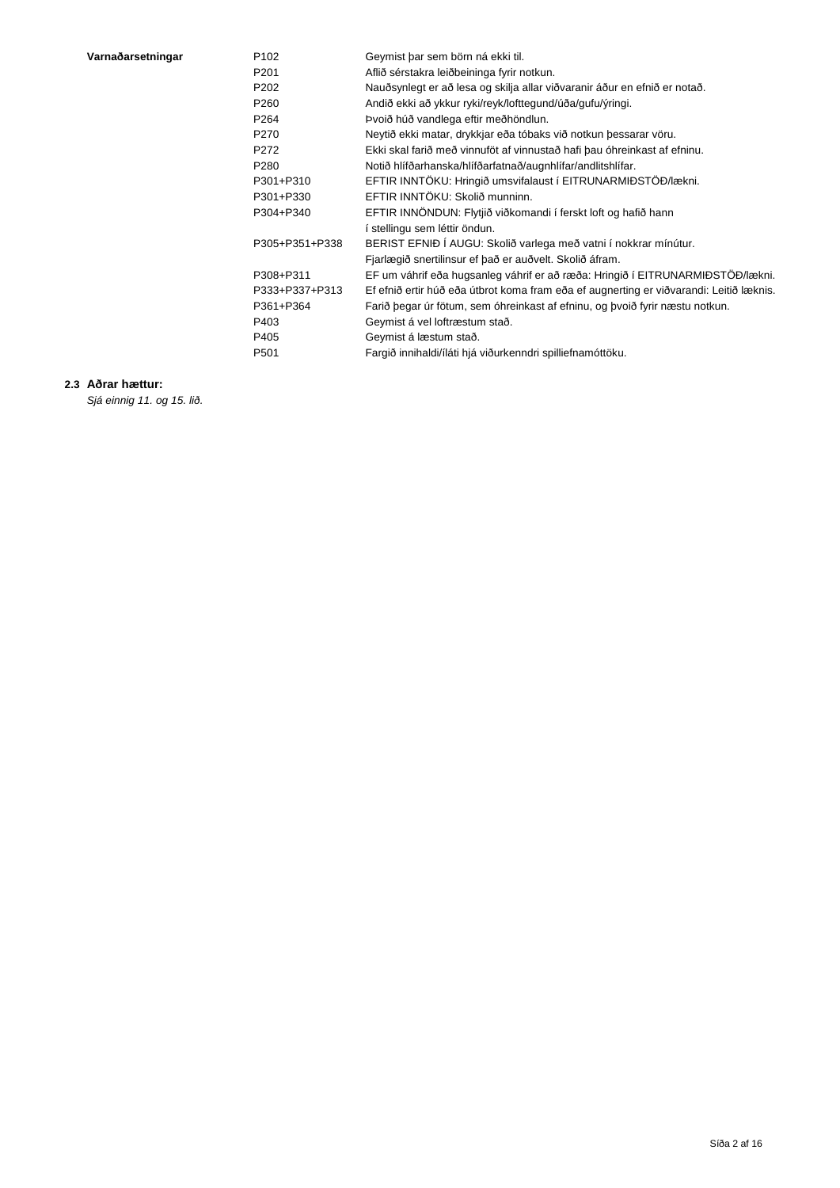| Varnaðarsetningar | P102 | Geymist þar sem börn ná ekki til. |
|---|---|---|
| | P201 | Aflið sérstakra leiðbeininga fyrir notkun. |
| | P202 | Nauðsynlegt er að lesa og skilja allar viðvaranir áður en efnið er notað. |
| | P260 | Andið ekki að ykkur ryki/reyk/lofttegund/úða/gufu/ýringi. |
| | P264 | Þvoið húð vandlega eftir meðhöndlun. |
| | P270 | Neytið ekki matar, drykkjar eða tóbaks við notkun þessarar vöru. |
| | P272 | Ekki skal farið með vinnuföt af vinnustað hafi þau óhreinkast af efninu. |
| | P280 | Notið hlífðarhanska/hlífðarfatnað/augnhlífar/andlitshlífar. |
| | P301+P310 | EFTIR INNTÖKU: Hringið umsvifalaust í EITRUNARMIÐSTÖÐ/lækni. |
| | P301+P330 | EFTIR INNTÖKU: Skolið munninn. |
| | P304+P340 | EFTIR INNÖNDUN: Flytjið viðkomandi í ferskt loft og hafið hann í stellingu sem léttir öndun. |
| | P305+P351+P338 | BERIST EFNIÐ Í AUGU: Skolið varlega með vatni í nokkrar mínútur. Fjarlægið snertilinsur ef það er auðvelt. Skolið áfram. |
| | P308+P311 | EF um váhrif eða hugsanleg váhrif er að ræða: Hringið í EITRUNARMIÐSTÖÐ/lækni. |
| | P333+P337+P313 | Ef efnið ertir húð eða útbrot koma fram eða ef augnerting er viðvarandi: Leitið læknis. |
| | P361+P364 | Farið þegar úr fötum, sem óhreinkast af efninu, og þvoið fyrir næstu notkun. |
| | P403 | Geymist á vel loftræstum stað. |
| | P405 | Geymist á læstum stað. |
| | P501 | Fargið innihaldi/íláti hjá viðurkenndri spilliefnamóttöku. |

## 2.3 Aðrar hættur:

*Sjá einnig 11. og 15. lið.*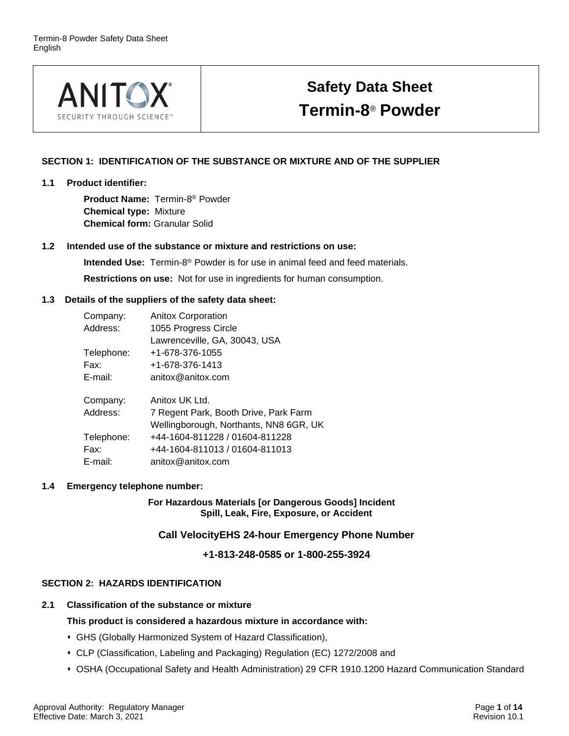# Safety Data Sheet
# Termin-8® Powder

## SECTION 1: IDENTIFICATION OF THE SUBSTANCE OR MIXTURE AND OF THE SUPPLIER

### 1.1 Product identifier:

**Product Name:** Termin-8® Powder
**Chemical type:** Mixture
**Chemical form:** Granular Solid

### 1.2 Intended use of the substance or mixture and restrictions on use:

**Intended Use:** Termin-8® Powder is for use in animal feed and feed materials.

**Restrictions on use:** Not for use in ingredients for human consumption.

### 1.3 Details of the suppliers of the safety data sheet:

| | |
|---|---|
| Company: | Anitox Corporation |
| Address: | 1055 Progress Circle<br>Lawrenceville, GA, 30043, USA |
| Telephone: | +1-678-376-1055 |
| Fax: | +1-678-376-1413 |
| E-mail: | anitox@anitox.com |

| | |
|---|---|
| Company: | Anitox UK Ltd. |
| Address: | 7 Regent Park, Booth Drive, Park Farm<br>Wellingborough, Northants, NN8 6GR, UK |
| Telephone: | +44-1604-811228 / 01604-811228 |
| Fax: | +44-1604-811013 / 01604-811013 |
| E-mail: | anitox@anitox.com |

### 1.4 Emergency telephone number:

**For Hazardous Materials [or Dangerous Goods] Incident**
**Spill, Leak, Fire, Exposure, or Accident**

**Call VelocityEHS 24-hour Emergency Phone Number**

**+1-813-248-0585 or 1-800-255-3924**

## SECTION 2: HAZARDS IDENTIFICATION

### 2.1 Classification of the substance or mixture

**This product is considered a hazardous mixture in accordance with:**

- GHS (Globally Harmonized System of Hazard Classification),
- CLP (Classification, Labeling and Packaging) Regulation (EC) 1272/2008 and
- OSHA (Occupational Safety and Health Administration) 29 CFR 1910.1200 Hazard Communication Standard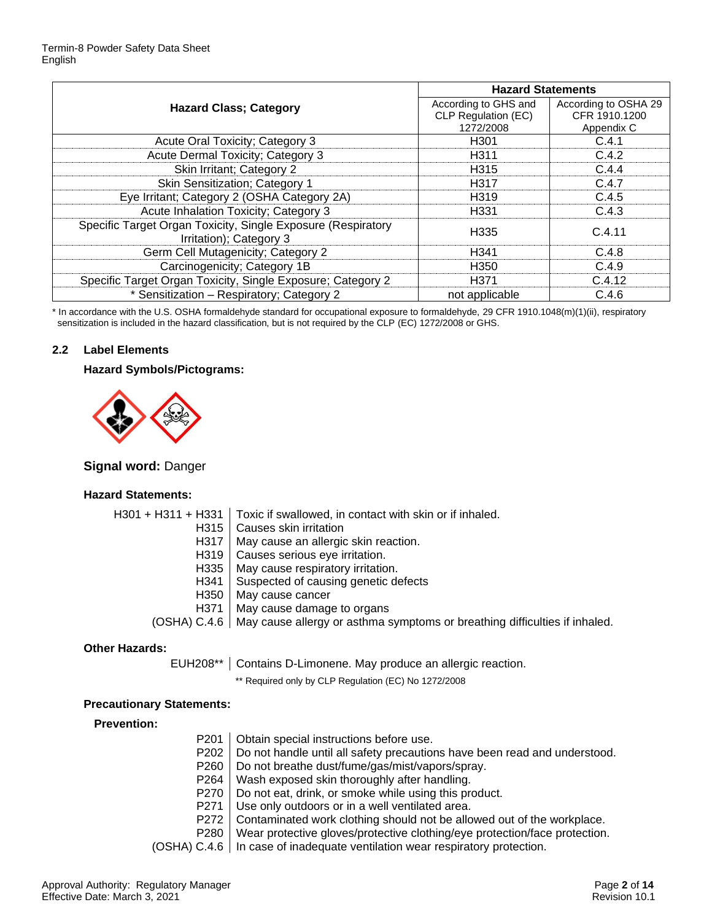| Hazard Class; Category | Hazard Statements | |
|---|---|---|
| | According to GHS and CLP Regulation (EC) 1272/2008 | According to OSHA 29 CFR 1910.1200 Appendix C |
| Acute Oral Toxicity; Category 3 | H301 | C.4.1 |
| Acute Dermal Toxicity; Category 3 | H311 | C.4.2 |
| Skin Irritant; Category 2 | H315 | C.4.4 |
| Skin Sensitization; Category 1 | H317 | C.4.7 |
| Eye Irritant; Category 2 (OSHA Category 2A) | H319 | C.4.5 |
| Acute Inhalation Toxicity; Category 3 | H331 | C.4.3 |
| Specific Target Organ Toxicity, Single Exposure (Respiratory Irritation); Category 3 | H335 | C.4.11 |
| Germ Cell Mutagenicity; Category 2 | H341 | C.4.8 |
| Carcinogenicity; Category 1B | H350 | C.4.9 |
| Specific Target Organ Toxicity, Single Exposure; Category 2 | H371 | C.4.12 |
| * Sensitization – Respiratory; Category 2 | not applicable | C.4.6 |

* In accordance with the U.S. OSHA formaldehyde standard for occupational exposure to formaldehyde, 29 CFR 1910.1048(m)(1)(ii), respiratory sensitization is included in the hazard classification, but is not required by the CLP (EC) 1272/2008 or GHS.

## 2.2 Label Elements

**Hazard Symbols/Pictograms:**

**Signal word:** Danger

**Hazard Statements:**

| | |
|---|---|
| H301 + H311 + H331 | Toxic if swallowed, in contact with skin or if inhaled. |
| H315 | Causes skin irritation |
| H317 | May cause an allergic skin reaction. |
| H319 | Causes serious eye irritation. |
| H335 | May cause respiratory irritation. |
| H341 | Suspected of causing genetic defects |
| H350 | May cause cancer |
| H371 | May cause damage to organs |
| (OSHA) C.4.6 | May cause allergy or asthma symptoms or breathing difficulties if inhaled. |

**Other Hazards:**

| | |
|---|---|
| EUH208** | Contains D-Limonene. May produce an allergic reaction. |

** Required only by CLP Regulation (EC) No 1272/2008

**Precautionary Statements:**

**Prevention:**

| | |
|---|---|
| P201 | Obtain special instructions before use. |
| P202 | Do not handle until all safety precautions have been read and understood. |
| P260 | Do not breathe dust/fume/gas/mist/vapors/spray. |
| P264 | Wash exposed skin thoroughly after handling. |
| P270 | Do not eat, drink, or smoke while using this product. |
| P271 | Use only outdoors or in a well ventilated area. |
| P272 | Contaminated work clothing should not be allowed out of the workplace. |
| P280 | Wear protective gloves/protective clothing/eye protection/face protection. |
| (OSHA) C.4.6 | In case of inadequate ventilation wear respiratory protection. |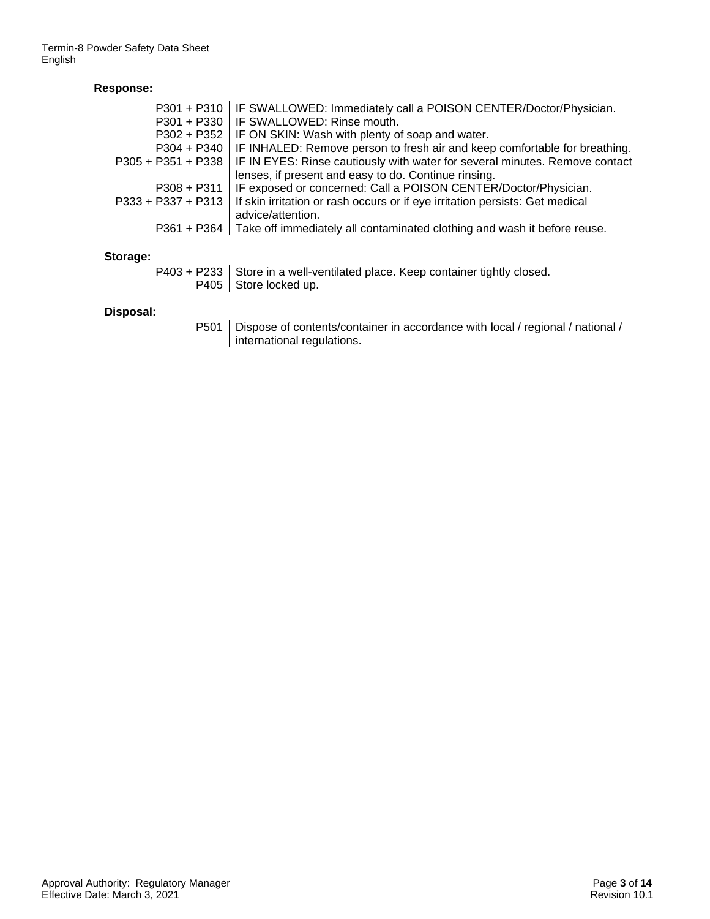**Response:**

| | |
|---|---|
| P301 + P310 | IF SWALLOWED: Immediately call a POISON CENTER/Doctor/Physician. |
| P301 + P330 | IF SWALLOWED: Rinse mouth. |
| P302 + P352 | IF ON SKIN: Wash with plenty of soap and water. |
| P304 + P340 | IF INHALED: Remove person to fresh air and keep comfortable for breathing. |
| P305 + P351 + P338 | IF IN EYES: Rinse cautiously with water for several minutes. Remove contact lenses, if present and easy to do. Continue rinsing. |
| P308 + P311 | IF exposed or concerned: Call a POISON CENTER/Doctor/Physician. |
| P333 + P337 + P313 | If skin irritation or rash occurs or if eye irritation persists: Get medical advice/attention. |
| P361 + P364 | Take off immediately all contaminated clothing and wash it before reuse. |

**Storage:**

| | |
|---|---|
| P403 + P233 | Store in a well-ventilated place. Keep container tightly closed. |
| P405 | Store locked up. |

**Disposal:**

| | |
|---|---|
| P501 | Dispose of contents/container in accordance with local / regional / national / international regulations. |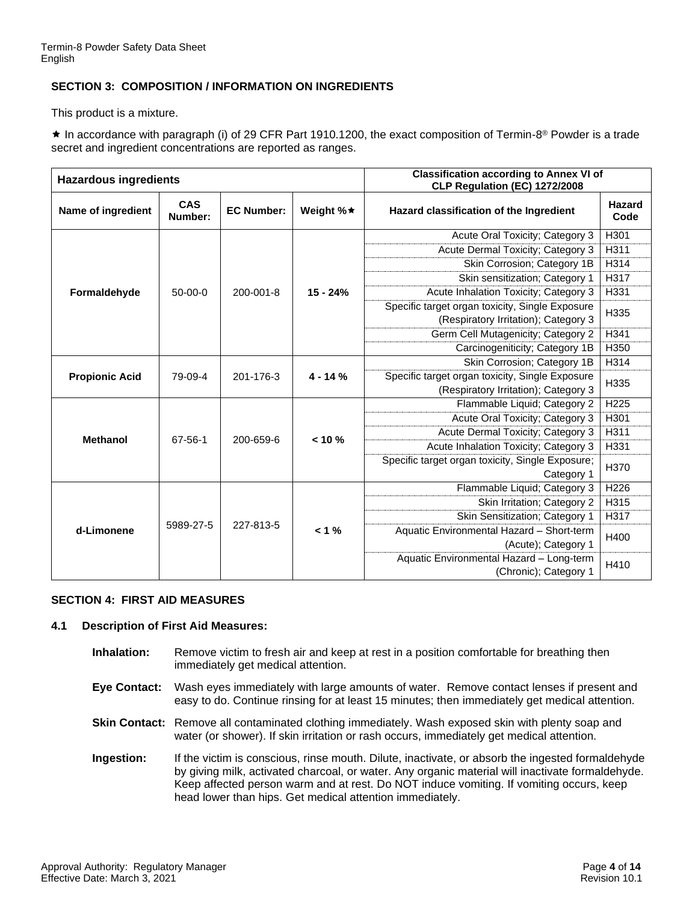## SECTION 3: COMPOSITION / INFORMATION ON INGREDIENTS

This product is a mixture.

★ In accordance with paragraph (i) of 29 CFR Part 1910.1200, the exact composition of Termin-8® Powder is a trade secret and ingredient concentrations are reported as ranges.

| Hazardous ingredients | | | | Classification according to Annex VI of CLP Regulation (EC) 1272/2008 | |
|---|---|---|---|---|---|
| **Name of ingredient** | **CAS Number:** | **EC Number:** | **Weight %★** | **Hazard classification of the Ingredient** | **Hazard Code** |
| **Formaldehyde** | 50-00-0 | 200-001-8 | **15 - 24%** | Acute Oral Toxicity; Category 3 | H301 |
| | | | | Acute Dermal Toxicity; Category 3 | H311 |
| | | | | Skin Corrosion; Category 1B | H314 |
| | | | | Skin sensitization; Category 1 | H317 |
| | | | | Acute Inhalation Toxicity; Category 3 | H331 |
| | | | | Specific target organ toxicity, Single Exposure (Respiratory Irritation); Category 3 | H335 |
| | | | | Germ Cell Mutagenicity; Category 2 | H341 |
| | | | | Carcinogeniticity; Category 1B | H350 |
| **Propionic Acid** | 79-09-4 | 201-176-3 | **4 - 14 %** | Skin Corrosion; Category 1B | H314 |
| | | | | Specific target organ toxicity, Single Exposure (Respiratory Irritation); Category 3 | H335 |
| **Methanol** | 67-56-1 | 200-659-6 | **< 10 %** | Flammable Liquid; Category 2 | H225 |
| | | | | Acute Oral Toxicity; Category 3 | H301 |
| | | | | Acute Dermal Toxicity; Category 3 | H311 |
| | | | | Acute Inhalation Toxicity; Category 3 | H331 |
| | | | | Specific target organ toxicity, Single Exposure; Category 1 | H370 |
| **d-Limonene** | 5989-27-5 | 227-813-5 | **< 1 %** | Flammable Liquid; Category 3 | H226 |
| | | | | Skin Irritation; Category 2 | H315 |
| | | | | Skin Sensitization; Category 1 | H317 |
| | | | | Aquatic Environmental Hazard – Short-term (Acute); Category 1 | H400 |
| | | | | Aquatic Environmental Hazard – Long-term (Chronic); Category 1 | H410 |

## SECTION 4: FIRST AID MEASURES

### 4.1 Description of First Aid Measures:

**Inhalation:** Remove victim to fresh air and keep at rest in a position comfortable for breathing then immediately get medical attention.

**Eye Contact:** Wash eyes immediately with large amounts of water. Remove contact lenses if present and easy to do. Continue rinsing for at least 15 minutes; then immediately get medical attention.

**Skin Contact:** Remove all contaminated clothing immediately. Wash exposed skin with plenty soap and water (or shower). If skin irritation or rash occurs, immediately get medical attention.

**Ingestion:** If the victim is conscious, rinse mouth. Dilute, inactivate, or absorb the ingested formaldehyde by giving milk, activated charcoal, or water. Any organic material will inactivate formaldehyde. Keep affected person warm and at rest. Do NOT induce vomiting. If vomiting occurs, keep head lower than hips. Get medical attention immediately.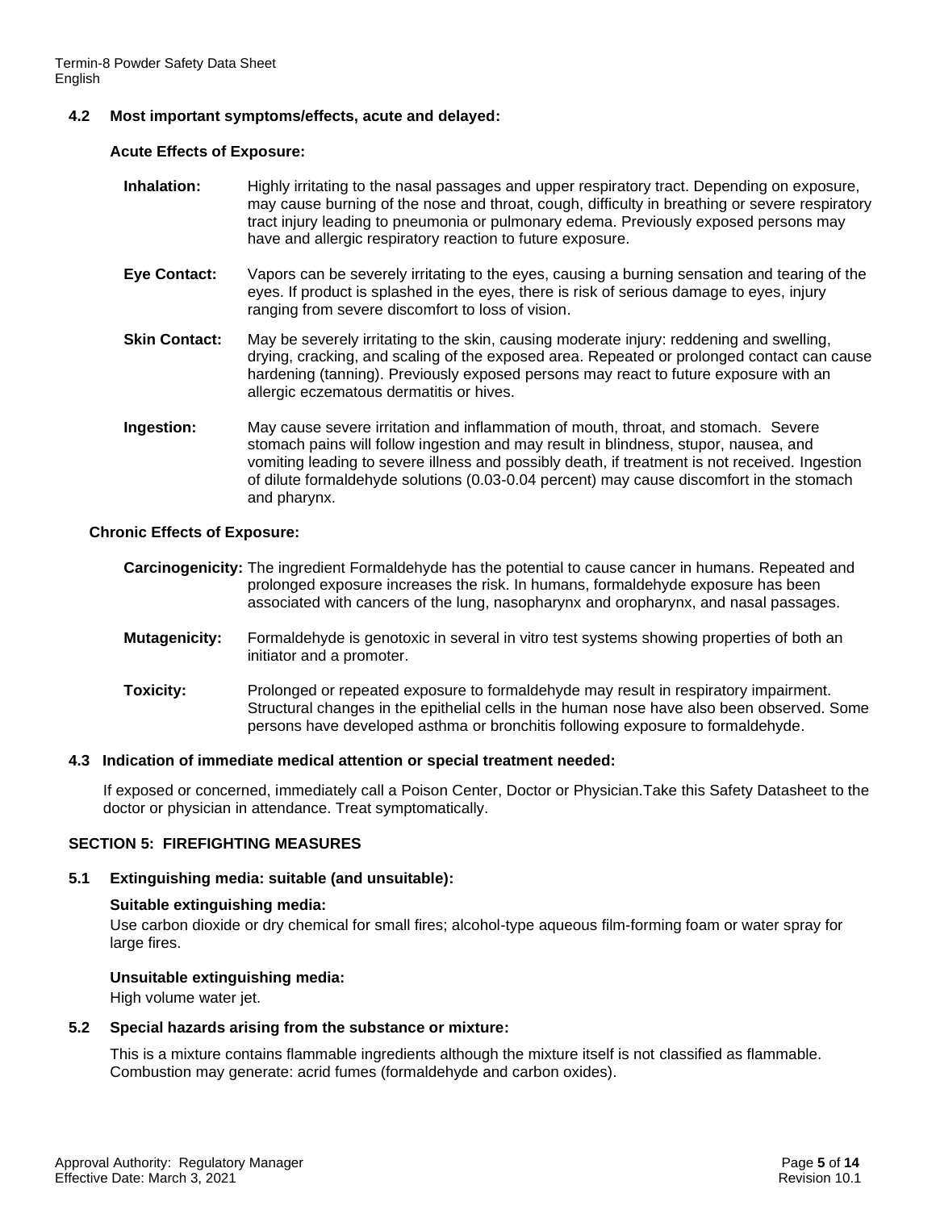### 4.2 Most important symptoms/effects, acute and delayed:

**Acute Effects of Exposure:**

**Inhalation:** Highly irritating to the nasal passages and upper respiratory tract. Depending on exposure, may cause burning of the nose and throat, cough, difficulty in breathing or severe respiratory tract injury leading to pneumonia or pulmonary edema. Previously exposed persons may have and allergic respiratory reaction to future exposure.

**Eye Contact:** Vapors can be severely irritating to the eyes, causing a burning sensation and tearing of the eyes. If product is splashed in the eyes, there is risk of serious damage to eyes, injury ranging from severe discomfort to loss of vision.

**Skin Contact:** May be severely irritating to the skin, causing moderate injury: reddening and swelling, drying, cracking, and scaling of the exposed area. Repeated or prolonged contact can cause hardening (tanning). Previously exposed persons may react to future exposure with an allergic eczematous dermatitis or hives.

**Ingestion:** May cause severe irritation and inflammation of mouth, throat, and stomach. Severe stomach pains will follow ingestion and may result in blindness, stupor, nausea, and vomiting leading to severe illness and possibly death, if treatment is not received. Ingestion of dilute formaldehyde solutions (0.03-0.04 percent) may cause discomfort in the stomach and pharynx.

**Chronic Effects of Exposure:**

**Carcinogenicity:** The ingredient Formaldehyde has the potential to cause cancer in humans. Repeated and prolonged exposure increases the risk. In humans, formaldehyde exposure has been associated with cancers of the lung, nasopharynx and oropharynx, and nasal passages.

**Mutagenicity:** Formaldehyde is genotoxic in several in vitro test systems showing properties of both an initiator and a promoter.

**Toxicity:** Prolonged or repeated exposure to formaldehyde may result in respiratory impairment. Structural changes in the epithelial cells in the human nose have also been observed. Some persons have developed asthma or bronchitis following exposure to formaldehyde.

### 4.3 Indication of immediate medical attention or special treatment needed:

If exposed or concerned, immediately call a Poison Center, Doctor or Physician.Take this Safety Datasheet to the doctor or physician in attendance. Treat symptomatically.

## SECTION 5: FIREFIGHTING MEASURES

### 5.1 Extinguishing media: suitable (and unsuitable):

**Suitable extinguishing media:**
Use carbon dioxide or dry chemical for small fires; alcohol-type aqueous film-forming foam or water spray for large fires.

**Unsuitable extinguishing media:**
High volume water jet.

### 5.2 Special hazards arising from the substance or mixture:

This is a mixture contains flammable ingredients although the mixture itself is not classified as flammable. Combustion may generate: acrid fumes (formaldehyde and carbon oxides).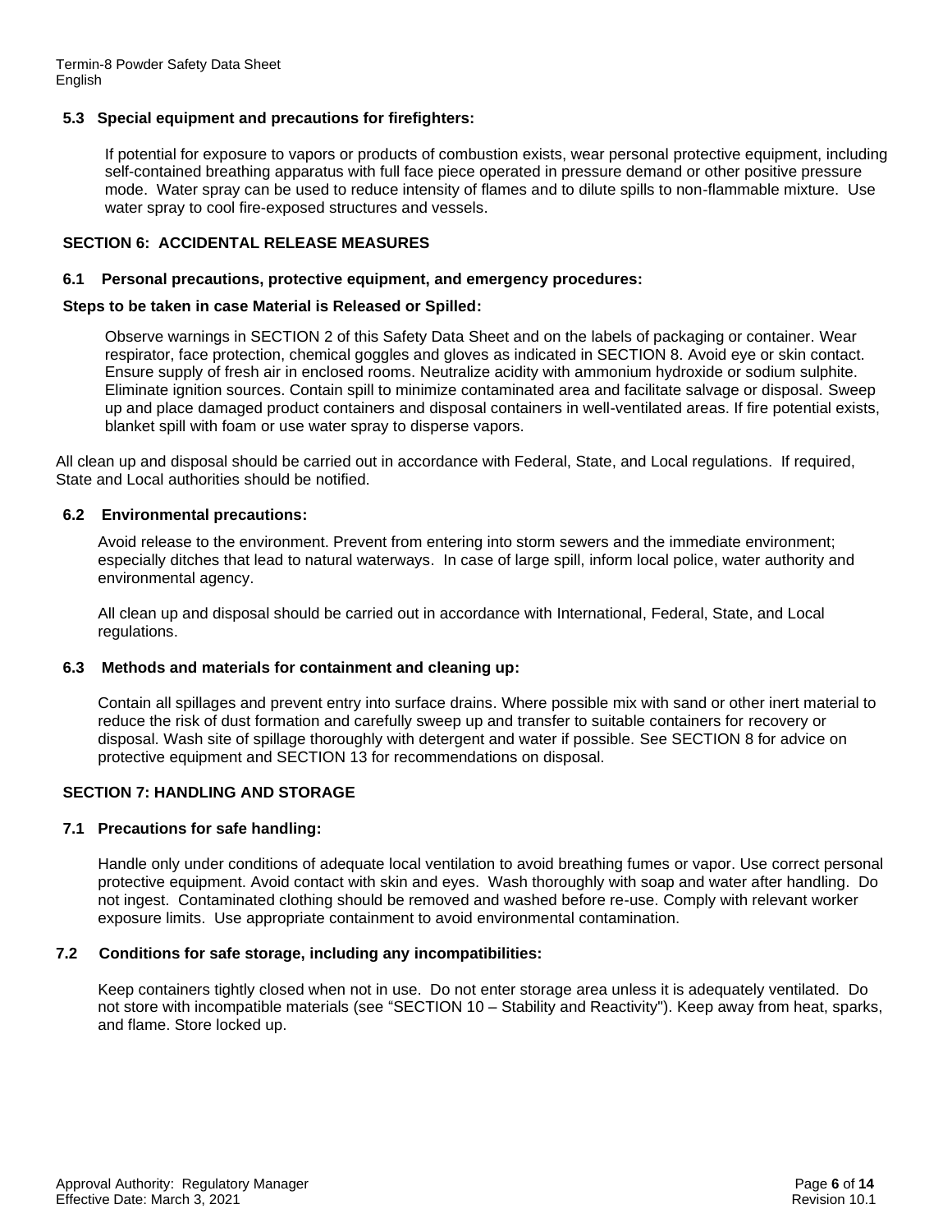### 5.3 Special equipment and precautions for firefighters:

If potential for exposure to vapors or products of combustion exists, wear personal protective equipment, including self-contained breathing apparatus with full face piece operated in pressure demand or other positive pressure mode. Water spray can be used to reduce intensity of flames and to dilute spills to non-flammable mixture. Use water spray to cool fire-exposed structures and vessels.

## SECTION 6: ACCIDENTAL RELEASE MEASURES

### 6.1 Personal precautions, protective equipment, and emergency procedures:

**Steps to be taken in case Material is Released or Spilled:**

Observe warnings in SECTION 2 of this Safety Data Sheet and on the labels of packaging or container. Wear respirator, face protection, chemical goggles and gloves as indicated in SECTION 8. Avoid eye or skin contact. Ensure supply of fresh air in enclosed rooms. Neutralize acidity with ammonium hydroxide or sodium sulphite. Eliminate ignition sources. Contain spill to minimize contaminated area and facilitate salvage or disposal. Sweep up and place damaged product containers and disposal containers in well-ventilated areas. If fire potential exists, blanket spill with foam or use water spray to disperse vapors.

All clean up and disposal should be carried out in accordance with Federal, State, and Local regulations. If required, State and Local authorities should be notified.

### 6.2 Environmental precautions:

Avoid release to the environment. Prevent from entering into storm sewers and the immediate environment; especially ditches that lead to natural waterways. In case of large spill, inform local police, water authority and environmental agency.

All clean up and disposal should be carried out in accordance with International, Federal, State, and Local regulations.

### 6.3 Methods and materials for containment and cleaning up:

Contain all spillages and prevent entry into surface drains. Where possible mix with sand or other inert material to reduce the risk of dust formation and carefully sweep up and transfer to suitable containers for recovery or disposal. Wash site of spillage thoroughly with detergent and water if possible. See SECTION 8 for advice on protective equipment and SECTION 13 for recommendations on disposal.

## SECTION 7: HANDLING AND STORAGE

### 7.1 Precautions for safe handling:

Handle only under conditions of adequate local ventilation to avoid breathing fumes or vapor. Use correct personal protective equipment. Avoid contact with skin and eyes. Wash thoroughly with soap and water after handling. Do not ingest. Contaminated clothing should be removed and washed before re-use. Comply with relevant worker exposure limits. Use appropriate containment to avoid environmental contamination.

### 7.2 Conditions for safe storage, including any incompatibilities:

Keep containers tightly closed when not in use. Do not enter storage area unless it is adequately ventilated. Do not store with incompatible materials (see “SECTION 10 – Stability and Reactivity"). Keep away from heat, sparks, and flame. Store locked up.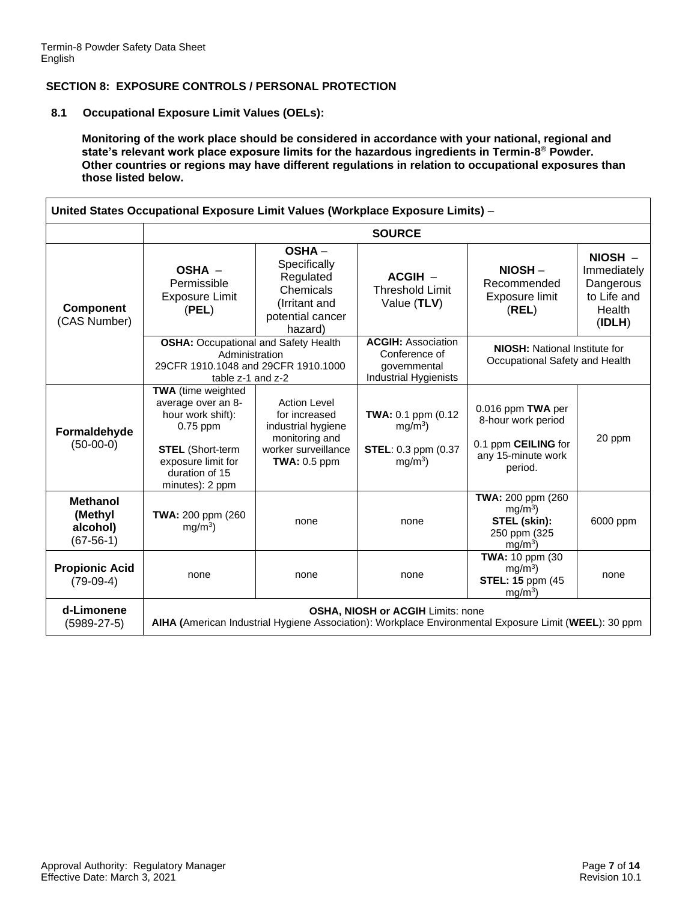## SECTION 8: EXPOSURE CONTROLS / PERSONAL PROTECTION

### 8.1 Occupational Exposure Limit Values (OELs):

**Monitoring of the work place should be considered in accordance with your national, regional and state's relevant work place exposure limits for the hazardous ingredients in Termin-8® Powder. Other countries or regions may have different regulations in relation to occupational exposures than those listed below.**

| **United States Occupational Exposure Limit Values (Workplace Exposure Limits)** – | | | | | |
|---|---|---|---|---|---|
| | **SOURCE** | | | | |
| **Component** (CAS Number) | **OSHA** – Permissible Exposure Limit (**PEL**) | **OSHA** – Specifically Regulated Chemicals (Irritant and potential cancer hazard) | **ACGIH** – Threshold Limit Value (**TLV**) | **NIOSH** – Recommended Exposure limit (**REL**) | **NIOSH** – Immediately Dangerous to Life and Health (**IDLH**) |
| | **OSHA:** Occupational and Safety Health Administration 29CFR 1910.1048 and 29CFR 1910.1000 table z-1 and z-2 | | **ACGIH:** Association Conference of governmental Industrial Hygienists | **NIOSH:** National Institute for Occupational Safety and Health | |
| **Formaldehyde** (50-00-0) | **TWA** (time weighted average over an 8-hour work shift): 0.75 ppm<br>**STEL** (Short-term exposure limit for duration of 15 minutes): 2 ppm | Action Level for increased industrial hygiene monitoring and worker surveillance **TWA:** 0.5 ppm | **TWA:** 0.1 ppm (0.12 $mg/m^3$)<br>**STEL**: 0.3 ppm (0.37 $mg/m^3$) | 0.016 ppm **TWA** per 8-hour work period<br>0.1 ppm **CEILING** for any 15-minute work period. | 20 ppm |
| **Methanol (Methyl alcohol)** (67-56-1) | **TWA:** 200 ppm (260 $mg/m^3$) | none | none | **TWA:** 200 ppm (260 $mg/m^3$)<br>**STEL (skin):** 250 ppm (325 $mg/m^3$) | 6000 ppm |
| **Propionic Acid** (79-09-4) | none | none | none | **TWA:** 10 ppm (30 $mg/m^3$)<br>**STEL: 15** ppm (45 $mg/m^3$) | none |
| **d-Limonene** (5989-27-5) | **OSHA, NIOSH or ACGIH** Limits: none<br>**AIHA (**American Industrial Hygiene Association): Workplace Environmental Exposure Limit (**WEEL**): 30 ppm | | | | |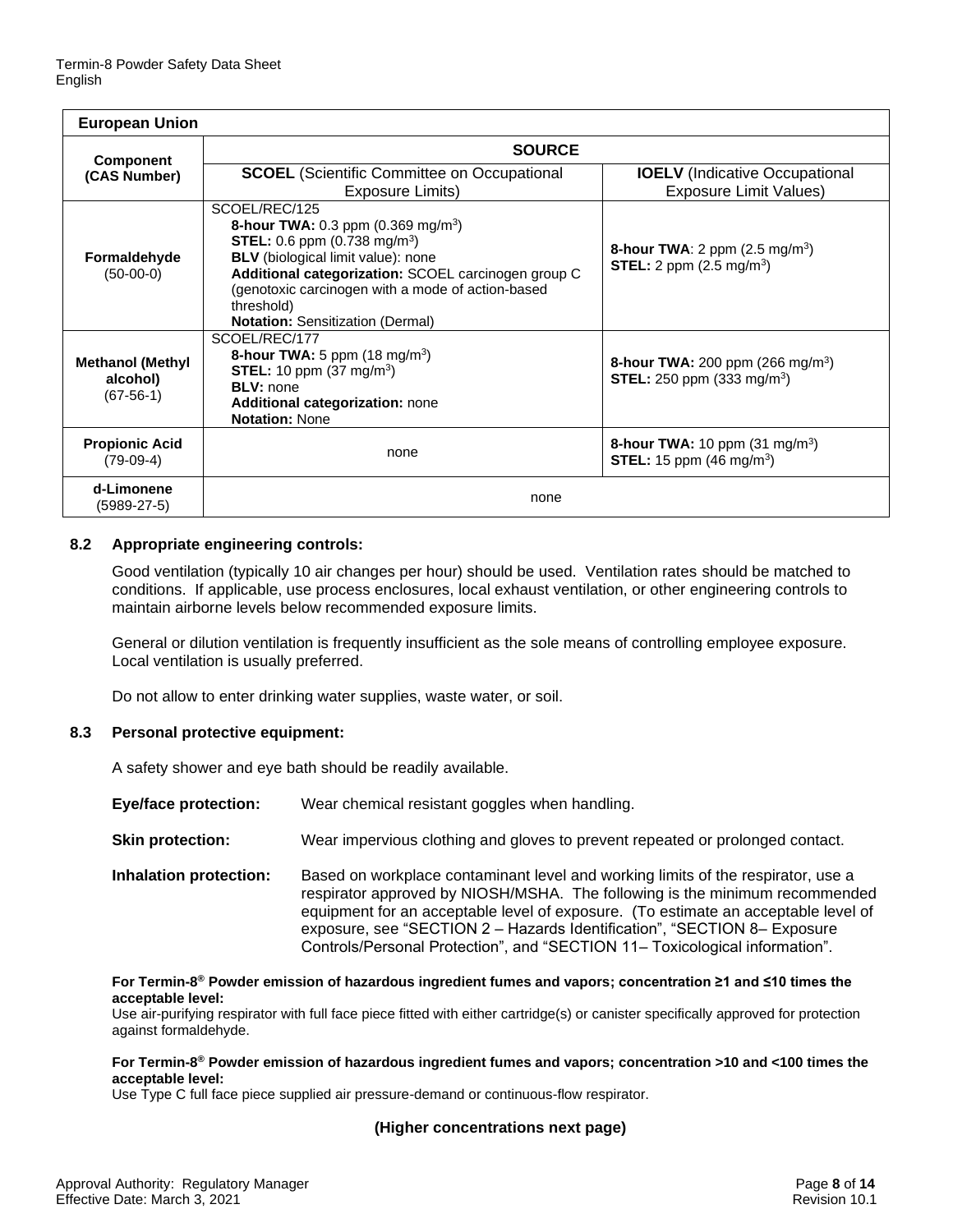| European Union | | |
|---|---|---|
| **Component (CAS Number)** | **SOURCE** | |
| | **SCOEL** (Scientific Committee on Occupational Exposure Limits) | **IOELV** (Indicative Occupational Exposure Limit Values) |
| **Formaldehyde** (50-00-0) | SCOEL/REC/125<br>**8-hour TWA:** 0.3 ppm (0.369 mg/m$^3$)<br>**STEL:** 0.6 ppm (0.738 mg/m$^3$)<br>**BLV** (biological limit value): none<br>**Additional categorization:** SCOEL carcinogen group C (genotoxic carcinogen with a mode of action-based threshold)<br>**Notation:** Sensitization (Dermal) | **8-hour TWA**: 2 ppm (2.5 mg/m$^3$)<br>**STEL:** 2 ppm (2.5 mg/m$^3$) |
| **Methanol (Methyl alcohol)** (67-56-1) | SCOEL/REC/177<br>**8-hour TWA:** 5 ppm (18 mg/m$^3$)<br>**STEL:** 10 ppm (37 mg/m$^3$)<br>**BLV:** none<br>**Additional categorization:** none<br>**Notation:** None | **8-hour TWA:** 200 ppm (266 mg/m$^3$)<br>**STEL:** 250 ppm (333 mg/m$^3$) |
| **Propionic Acid** (79-09-4) | none | **8-hour TWA:** 10 ppm (31 mg/m$^3$)<br>**STEL:** 15 ppm (46 mg/m$^3$) |
| **d-Limonene** (5989-27-5) | none | |

### 8.2 Appropriate engineering controls:

Good ventilation (typically 10 air changes per hour) should be used. Ventilation rates should be matched to conditions. If applicable, use process enclosures, local exhaust ventilation, or other engineering controls to maintain airborne levels below recommended exposure limits.

General or dilution ventilation is frequently insufficient as the sole means of controlling employee exposure. Local ventilation is usually preferred.

Do not allow to enter drinking water supplies, waste water, or soil.

### 8.3 Personal protective equipment:

A safety shower and eye bath should be readily available.

**Eye/face protection:** Wear chemical resistant goggles when handling.

**Skin protection:** Wear impervious clothing and gloves to prevent repeated or prolonged contact.

**Inhalation protection:** Based on workplace contaminant level and working limits of the respirator, use a respirator approved by NIOSH/MSHA. The following is the minimum recommended equipment for an acceptable level of exposure. (To estimate an acceptable level of exposure, see "SECTION 2 – Hazards Identification", "SECTION 8– Exposure Controls/Personal Protection", and "SECTION 11– Toxicological information".

**For Termin-8® Powder emission of hazardous ingredient fumes and vapors; concentration ≥1 and ≤10 times the acceptable level:**
Use air-purifying respirator with full face piece fitted with either cartridge(s) or canister specifically approved for protection against formaldehyde.

**For Termin-8® Powder emission of hazardous ingredient fumes and vapors; concentration >10 and <100 times the acceptable level:**
Use Type C full face piece supplied air pressure-demand or continuous-flow respirator.

**(Higher concentrations next page)**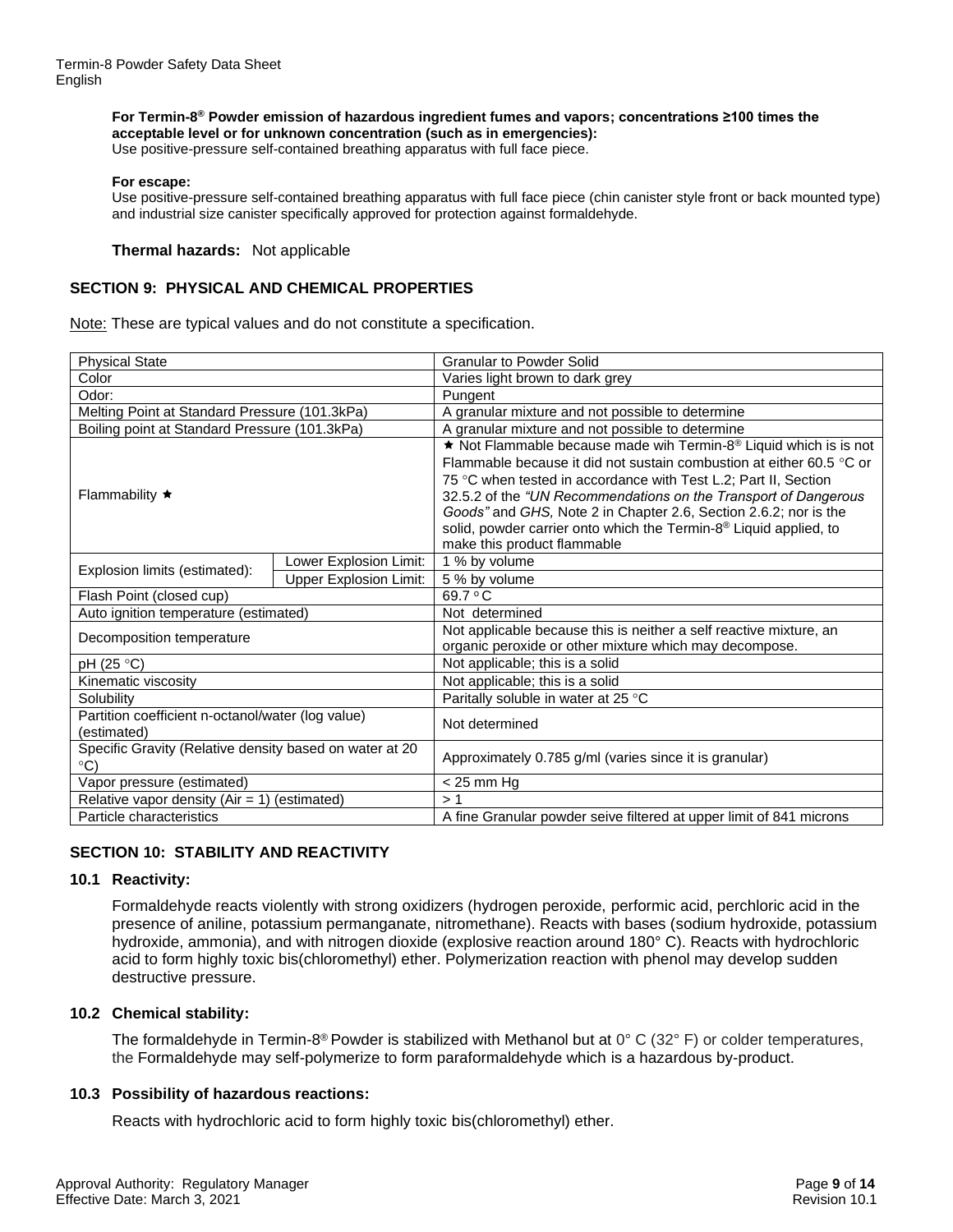**For Termin-8® Powder emission of hazardous ingredient fumes and vapors; concentrations ≥100 times the acceptable level or for unknown concentration (such as in emergencies):**
Use positive-pressure self-contained breathing apparatus with full face piece.

**For escape:**
Use positive-pressure self-contained breathing apparatus with full face piece (chin canister style front or back mounted type) and industrial size canister specifically approved for protection against formaldehyde.

**Thermal hazards:** Not applicable

## SECTION 9: PHYSICAL AND CHEMICAL PROPERTIES

Note: These are typical values and do not constitute a specification.

| Physical State | | Granular to Powder Solid |
|---|---|---|
| Color | | Varies light brown to dark grey |
| Odor: | | Pungent |
| Melting Point at Standard Pressure (101.3kPa) | | A granular mixture and not possible to determine |
| Boiling point at Standard Pressure (101.3kPa) | | A granular mixture and not possible to determine |
| Flammability ★ | | ★ Not Flammable because made wih Termin-8® Liquid which is is not Flammable because it did not sustain combustion at either 60.5 °C or 75 °C when tested in accordance with Test L.2; Part II, Section 32.5.2 of the *"UN Recommendations on the Transport of Dangerous Goods"* and *GHS,* Note 2 in Chapter 2.6, Section 2.6.2; nor is the solid, powder carrier onto which the Termin-8® Liquid applied, to make this product flammable |
| Explosion limits (estimated): | Lower Explosion Limit: | 1 % by volume |
| | Upper Explosion Limit: | 5 % by volume |
| Flash Point (closed cup) | | 69.7 °C |
| Auto ignition temperature (estimated) | | Not determined |
| Decomposition temperature | | Not applicable because this is neither a self reactive mixture, an organic peroxide or other mixture which may decompose. |
| pH (25 °C) | | Not applicable; this is a solid |
| Kinematic viscosity | | Not applicable; this is a solid |
| Solubility | | Paritally soluble in water at 25 °C |
| Partition coefficient n-octanol/water (log value) (estimated) | | Not determined |
| Specific Gravity (Relative density based on water at 20 °C) | | Approximately 0.785 g/ml (varies since it is granular) |
| Vapor pressure (estimated) | | < 25 mm Hg |
| Relative vapor density (Air = 1) (estimated) | | > 1 |
| Particle characteristics | | A fine Granular powder seive filtered at upper limit of 841 microns |

## SECTION 10: STABILITY AND REACTIVITY

### 10.1 Reactivity:

Formaldehyde reacts violently with strong oxidizers (hydrogen peroxide, performic acid, perchloric acid in the presence of aniline, potassium permanganate, nitromethane). Reacts with bases (sodium hydroxide, potassium hydroxide, ammonia), and with nitrogen dioxide (explosive reaction around 180° C). Reacts with hydrochloric acid to form highly toxic bis(chloromethyl) ether. Polymerization reaction with phenol may develop sudden destructive pressure.

### 10.2 Chemical stability:

The formaldehyde in Termin-8® Powder is stabilized with Methanol but at 0° C (32° F) or colder temperatures, the Formaldehyde may self-polymerize to form paraformaldehyde which is a hazardous by-product.

### 10.3 Possibility of hazardous reactions:

Reacts with hydrochloric acid to form highly toxic bis(chloromethyl) ether.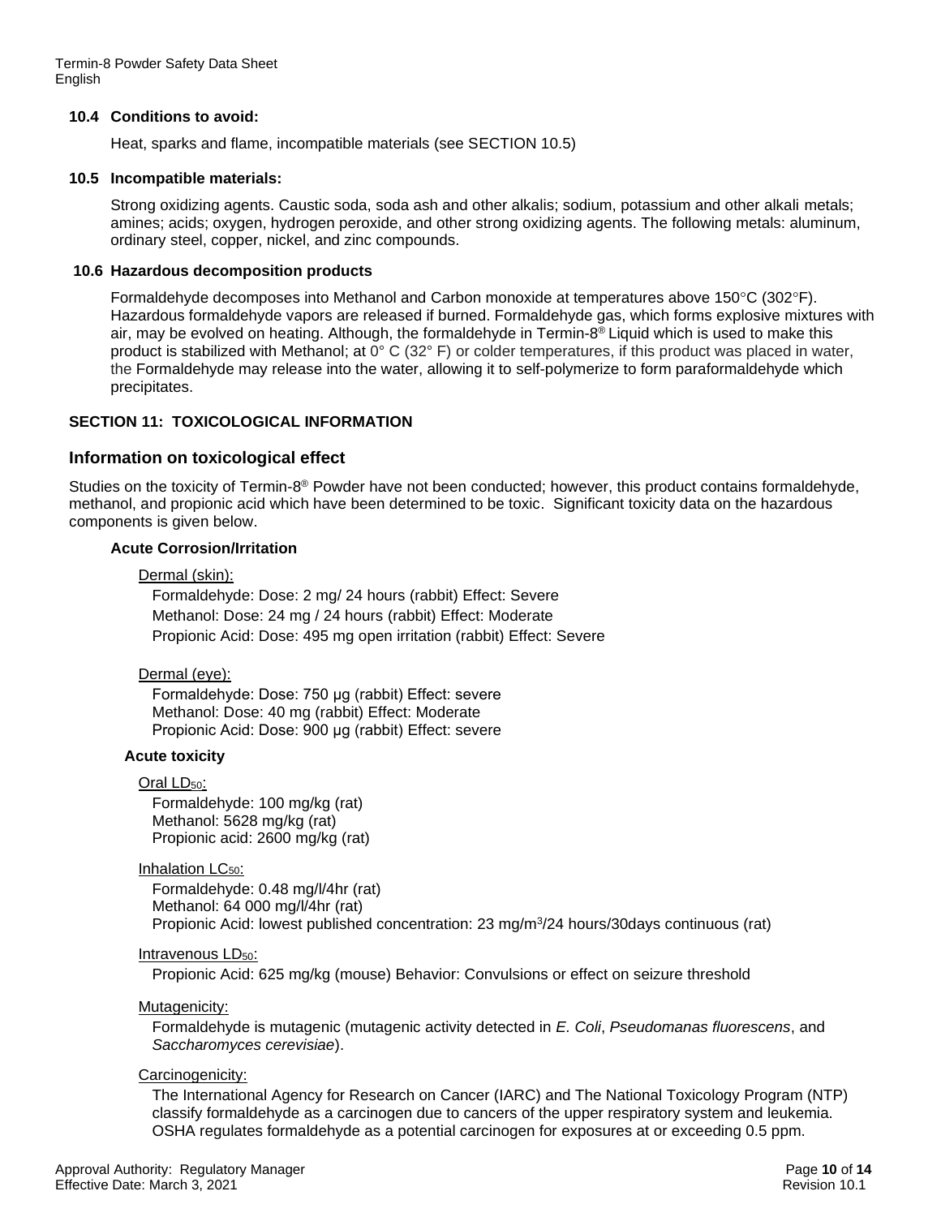### 10.4 Conditions to avoid:

Heat, sparks and flame, incompatible materials (see SECTION 10.5)

### 10.5 Incompatible materials:

Strong oxidizing agents. Caustic soda, soda ash and other alkalis; sodium, potassium and other alkali metals; amines; acids; oxygen, hydrogen peroxide, and other strong oxidizing agents. The following metals: aluminum, ordinary steel, copper, nickel, and zinc compounds.

### 10.6 Hazardous decomposition products

Formaldehyde decomposes into Methanol and Carbon monoxide at temperatures above 150°C (302°F). Hazardous formaldehyde vapors are released if burned. Formaldehyde gas, which forms explosive mixtures with air, may be evolved on heating. Although, the formaldehyde in Termin-8® Liquid which is used to make this product is stabilized with Methanol; at 0° C (32° F) or colder temperatures, if this product was placed in water, the Formaldehyde may release into the water, allowing it to self-polymerize to form paraformaldehyde which precipitates.

## SECTION 11: TOXICOLOGICAL INFORMATION

### Information on toxicological effect

Studies on the toxicity of Termin-8® Powder have not been conducted; however, this product contains formaldehyde, methanol, and propionic acid which have been determined to be toxic. Significant toxicity data on the hazardous components is given below.

**Acute Corrosion/Irritation**

Dermal (skin):

Formaldehyde: Dose: 2 mg/ 24 hours (rabbit) Effect: Severe
Methanol: Dose: 24 mg / 24 hours (rabbit) Effect: Moderate
Propionic Acid: Dose: 495 mg open irritation (rabbit) Effect: Severe

Dermal (eye):

Formaldehyde: Dose: 750 µg (rabbit) Effect: severe
Methanol: Dose: 40 mg (rabbit) Effect: Moderate
Propionic Acid: Dose: 900 µg (rabbit) Effect: severe

**Acute toxicity**

Oral $LD_{50}$:

Formaldehyde: 100 mg/kg (rat)
Methanol: 5628 mg/kg (rat)
Propionic acid: 2600 mg/kg (rat)

Inhalation $LC_{50}$:

Formaldehyde: 0.48 mg/l/4hr (rat)
Methanol: 64 000 mg/l/4hr (rat)
Propionic Acid: lowest published concentration: 23 mg/$m^3$/24 hours/30days continuous (rat)

Intravenous $LD_{50}$:

Propionic Acid: 625 mg/kg (mouse) Behavior: Convulsions or effect on seizure threshold

Mutagenicity:

Formaldehyde is mutagenic (mutagenic activity detected in *E. Coli*, *Pseudomanas fluorescens*, and *Saccharomyces cerevisiae*).

Carcinogenicity:

The International Agency for Research on Cancer (IARC) and The National Toxicology Program (NTP) classify formaldehyde as a carcinogen due to cancers of the upper respiratory system and leukemia. OSHA regulates formaldehyde as a potential carcinogen for exposures at or exceeding 0.5 ppm.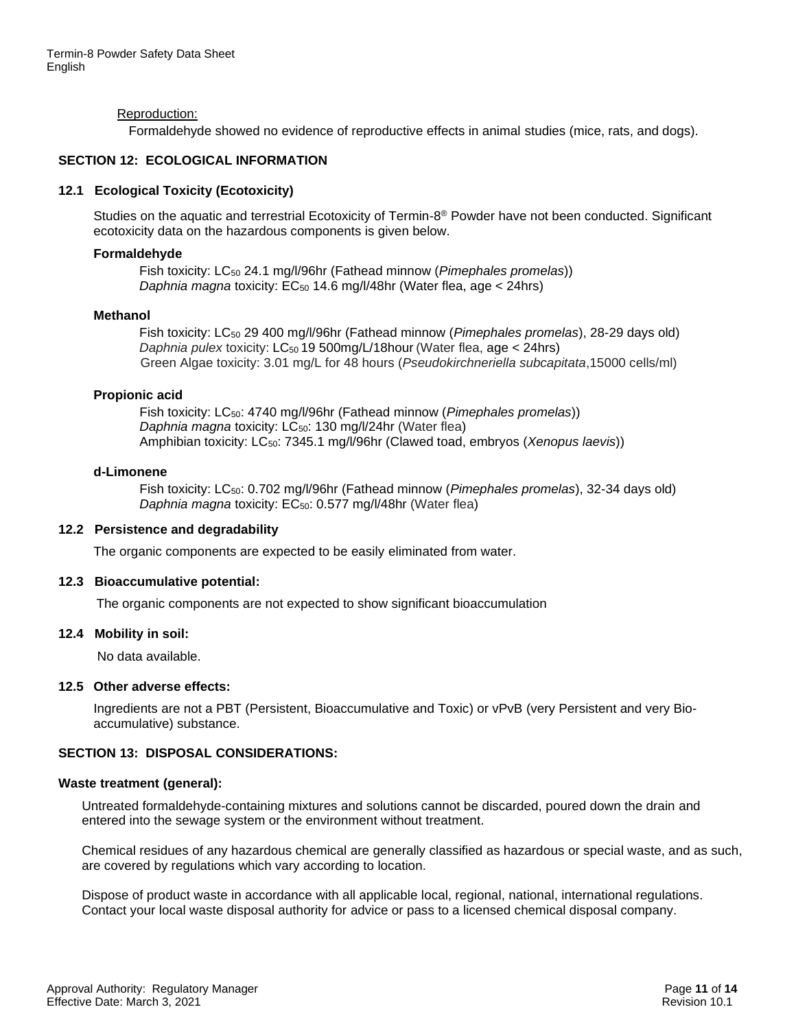Reproduction:

Formaldehyde showed no evidence of reproductive effects in animal studies (mice, rats, and dogs).

## SECTION 12: ECOLOGICAL INFORMATION

### 12.1 Ecological Toxicity (Ecotoxicity)

Studies on the aquatic and terrestrial Ecotoxicity of Termin-8® Powder have not been conducted. Significant ecotoxicity data on the hazardous components is given below.

**Formaldehyde**

Fish toxicity: $LC_{50}$ 24.1 mg/l/96hr (Fathead minnow (*Pimephales promelas*))
*Daphnia magna* toxicity: $EC_{50}$ 14.6 mg/l/48hr (Water flea, age < 24hrs)

**Methanol**

Fish toxicity: $LC_{50}$ 29 400 mg/l/96hr (Fathead minnow (*Pimephales promelas*), 28-29 days old)
*Daphnia pulex* toxicity: $LC_{50}$ 19 500mg/L/18hour (Water flea, age < 24hrs)
Green Algae toxicity: 3.01 mg/L for 48 hours (*Pseudokirchneriella subcapitata*,15000 cells/ml)

**Propionic acid**

Fish toxicity: $LC_{50}$: 4740 mg/l/96hr (Fathead minnow (*Pimephales promelas*))
*Daphnia magna* toxicity: $LC_{50}$: 130 mg/l/24hr (Water flea)
Amphibian toxicity: $LC_{50}$: 7345.1 mg/l/96hr (Clawed toad, embryos (*Xenopus laevis*))

**d-Limonene**

Fish toxicity: $LC_{50}$: 0.702 mg/l/96hr (Fathead minnow (*Pimephales promelas*), 32-34 days old)
*Daphnia magna* toxicity: $EC_{50}$: 0.577 mg/l/48hr (Water flea)

### 12.2 Persistence and degradability

The organic components are expected to be easily eliminated from water.

### 12.3 Bioaccumulative potential:

The organic components are not expected to show significant bioaccumulation

### 12.4 Mobility in soil:

No data available.

### 12.5 Other adverse effects:

Ingredients are not a PBT (Persistent, Bioaccumulative and Toxic) or vPvB (very Persistent and very Bio-accumulative) substance.

## SECTION 13: DISPOSAL CONSIDERATIONS:

**Waste treatment (general):**

Untreated formaldehyde-containing mixtures and solutions cannot be discarded, poured down the drain and entered into the sewage system or the environment without treatment.

Chemical residues of any hazardous chemical are generally classified as hazardous or special waste, and as such, are covered by regulations which vary according to location.

Dispose of product waste in accordance with all applicable local, regional, national, international regulations. Contact your local waste disposal authority for advice or pass to a licensed chemical disposal company.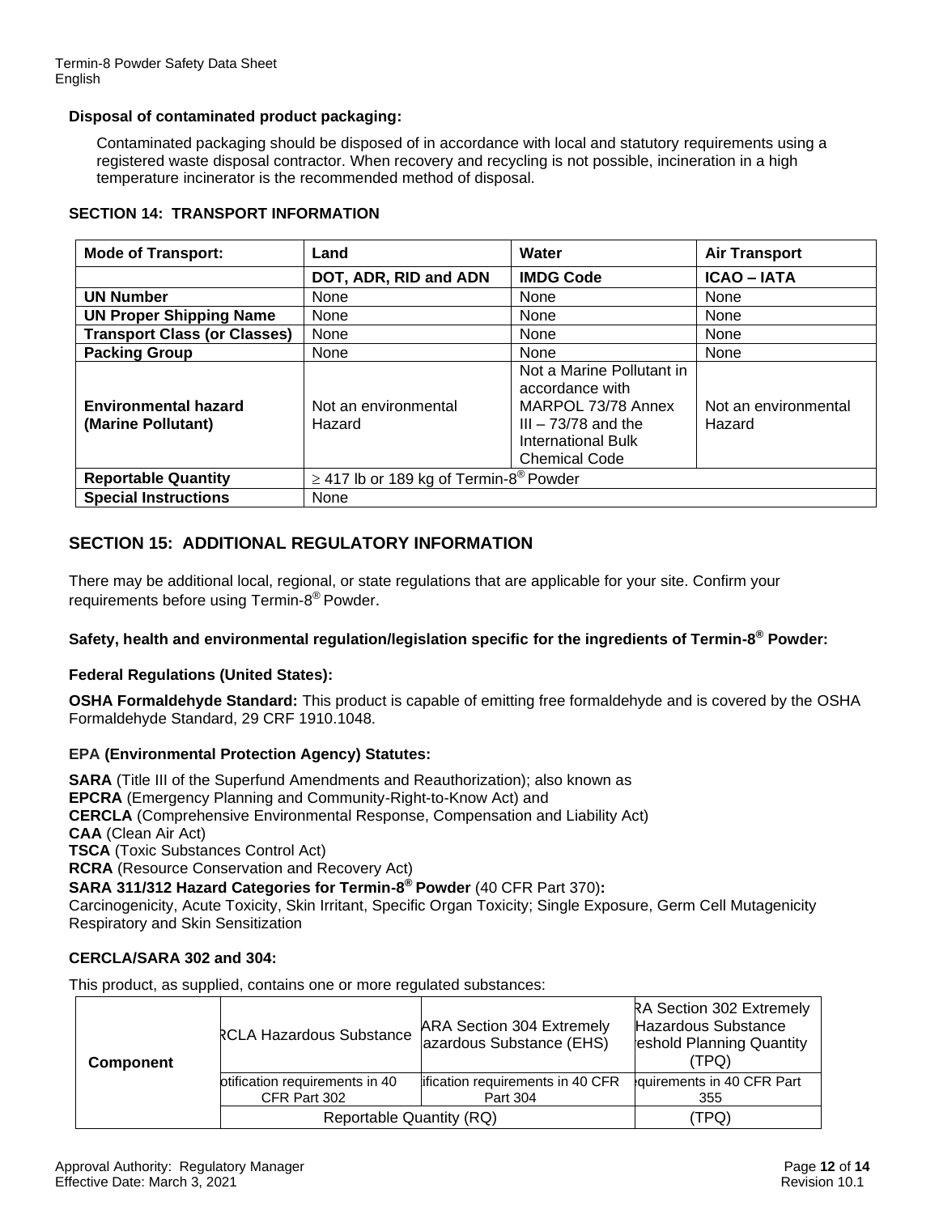**Disposal of contaminated product packaging:**

Contaminated packaging should be disposed of in accordance with local and statutory requirements using a registered waste disposal contractor. When recovery and recycling is not possible, incineration in a high temperature incinerator is the recommended method of disposal.

**SECTION 14: TRANSPORT INFORMATION**

| **Mode of Transport:** | **Land** | **Water** | **Air Transport** |
|---|---|---|---|
| | **DOT, ADR, RID and ADN** | **IMDG Code** | **ICAO – IATA** |
| **UN Number** | None | None | None |
| **UN Proper Shipping Name** | None | None | None |
| **Transport Class (or Classes)** | None | None | None |
| **Packing Group** | None | None | None |
| **Environmental hazard (Marine Pollutant)** | Not an environmental Hazard | Not a Marine Pollutant in accordance with MARPOL 73/78 Annex III – 73/78 and the International Bulk Chemical Code | Not an environmental Hazard |
| **Reportable Quantity** | ≥ 417 lb or 189 kg of Termin-8® Powder | | |
| **Special Instructions** | None | | |

## SECTION 15: ADDITIONAL REGULATORY INFORMATION

There may be additional local, regional, or state regulations that are applicable for your site. Confirm your requirements before using Termin-8® Powder.

**Safety, health and environmental regulation/legislation specific for the ingredients of Termin-8® Powder:**

**Federal Regulations (United States):**

**OSHA Formaldehyde Standard:** This product is capable of emitting free formaldehyde and is covered by the OSHA Formaldehyde Standard, 29 CRF 1910.1048.

**EPA (Environmental Protection Agency) Statutes:**

**SARA** (Title III of the Superfund Amendments and Reauthorization); also known as
**EPCRA** (Emergency Planning and Community-Right-to-Know Act) and
**CERCLA** (Comprehensive Environmental Response, Compensation and Liability Act)
**CAA** (Clean Air Act)
**TSCA** (Toxic Substances Control Act)
**RCRA** (Resource Conservation and Recovery Act)
**SARA 311/312 Hazard Categories for Termin-8® Powder** (40 CFR Part 370)**:**
Carcinogenicity, Acute Toxicity, Skin Irritant, Specific Organ Toxicity; Single Exposure, Germ Cell Mutagenicity Respiratory and Skin Sensitization

**CERCLA/SARA 302 and 304:**

This product, as supplied, contains one or more regulated substances:

| **Component** | RCLA Hazardous Substance | ARA Section 304 Extremely azardous Substance (EHS) | RA Section 302 Extremely Hazardous Substance eshold Planning Quantity (TPQ) |
|---|---|---|---|
| | otification requirements in 40 CFR Part 302 | ification requirements in 40 CFR Part 304 | quirements in 40 CFR Part 355 |
| | Reportable Quantity (RQ) | | (TPQ) |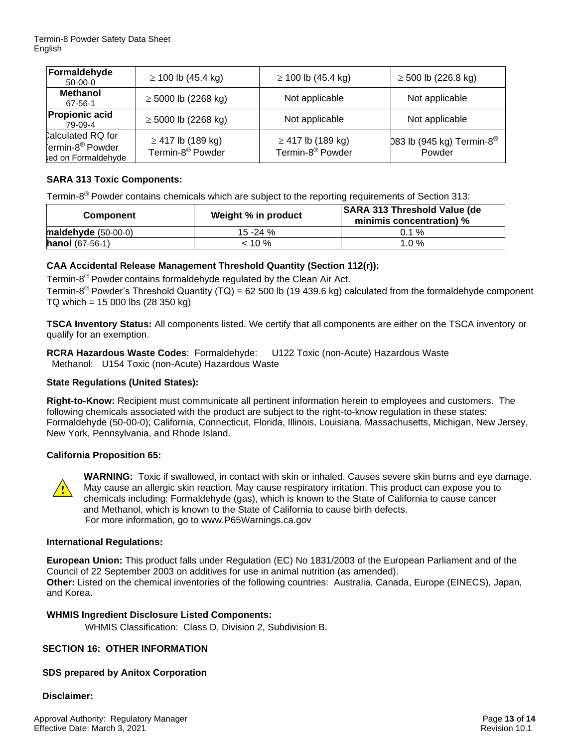| Formaldehyde 50-00-0 | ≥ 100 lb (45.4 kg) | ≥ 100 lb (45.4 kg) | ≥ 500 lb (226.8 kg) |
|---|---|---|---|
| **Methanol** 67-56-1 | ≥ 5000 lb (2268 kg) | Not applicable | Not applicable |
| **Propionic acid** 79-09-4 | ≥ 5000 lb (2268 kg) | Not applicable | Not applicable |
| Calculated RQ for Termin-8® Powder based on Formaldehyde | ≥ 417 lb (189 kg) Termin-8® Powder | ≥ 417 lb (189 kg) Termin-8® Powder | 083 lb (945 kg) Termin-8® Powder |

**SARA 313 Toxic Components:**

Termin-8® Powder contains chemicals which are subject to the reporting requirements of Section 313:

| Component | Weight % in product | SARA 313 Threshold Value (de minimis concentration) % |
|---|---|---|
| **maldehyde** (50-00-0) | 15 -24 % | 0.1 % |
| **hanol** (67-56-1) | < 10 % | 1.0 % |

**CAA Accidental Release Management Threshold Quantity (Section 112(r)):**

Termin-8® Powder contains formaldehyde regulated by the Clean Air Act.
Termin-8® Powder's Threshold Quantity (TQ) = 62 500 lb (19 439.6 kg) calculated from the formaldehyde component TQ which = 15 000 lbs (28 350 kg)

**TSCA Inventory Status:** All components listed. We certify that all components are either on the TSCA inventory or qualify for an exemption.

**RCRA Hazardous Waste Codes**: Formaldehyde: U122 Toxic (non-Acute) Hazardous Waste
Methanol: U154 Toxic (non-Acute) Hazardous Waste

**State Regulations (United States):**

**Right-to-Know:** Recipient must communicate all pertinent information herein to employees and customers. The following chemicals associated with the product are subject to the right-to-know regulation in these states: Formaldehyde (50-00-0); California, Connecticut, Florida, Illinois, Louisiana, Massachusetts, Michigan, New Jersey, New York, Pennsylvania, and Rhode Island.

**California Proposition 65:**

**WARNING:** Toxic if swallowed, in contact with skin or inhaled. Causes severe skin burns and eye damage. May cause an allergic skin reaction. May cause respiratory irritation. This product can expose you to chemicals including: Formaldehyde (gas), which is known to the State of California to cause cancer and Methanol, which is known to the State of California to cause birth defects.
For more information, go to www.P65Warnings.ca.gov

**International Regulations:**

**European Union:** This product falls under Regulation (EC) No 1831/2003 of the European Parliament and of the Council of 22 September 2003 on additives for use in animal nutrition (as amended).
**Other:** Listed on the chemical inventories of the following countries: Australia, Canada, Europe (EINECS), Japan, and Korea.

**WHMIS Ingredient Disclosure Listed Components:**

WHMIS Classification: Class D, Division 2, Subdivision B.

**SECTION 16: OTHER INFORMATION**

**SDS prepared by Anitox Corporation**

**Disclaimer:**

Approval Authority: Regulatory Manager
Effective Date: March 3, 2021
Revision 10.1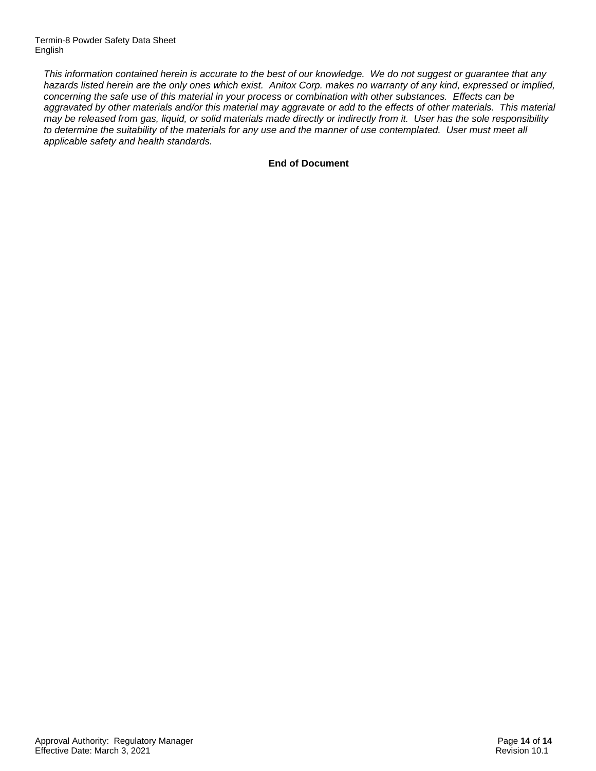*This information contained herein is accurate to the best of our knowledge. We do not suggest or guarantee that any hazards listed herein are the only ones which exist. Anitox Corp. makes no warranty of any kind, expressed or implied, concerning the safe use of this material in your process or combination with other substances. Effects can be aggravated by other materials and/or this material may aggravate or add to the effects of other materials. This material may be released from gas, liquid, or solid materials made directly or indirectly from it. User has the sole responsibility to determine the suitability of the materials for any use and the manner of use contemplated. User must meet all applicable safety and health standards.*

**End of Document**